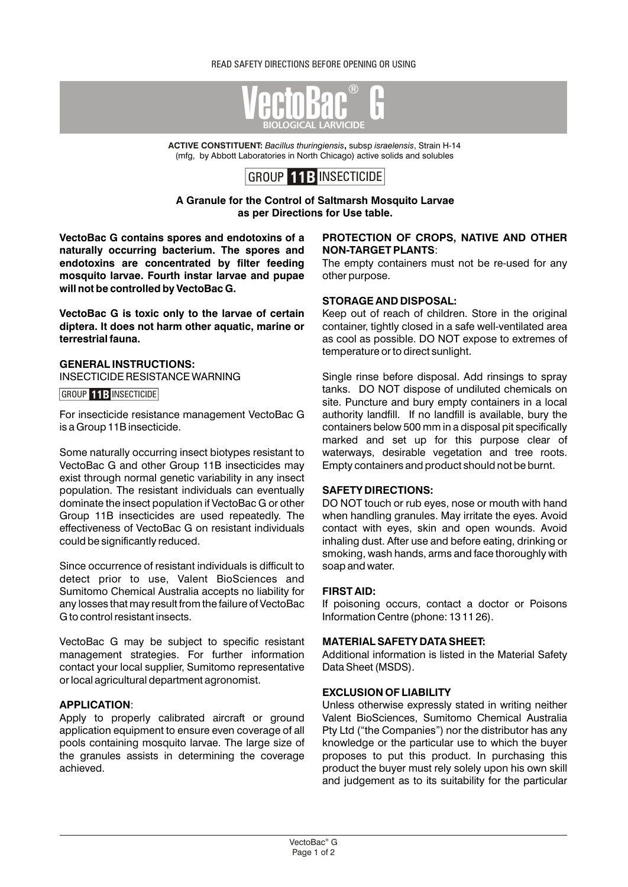READ SAFETY DIRECTIONS BEFORE OPENING OR USING

# VectoBac® G

**BIOLOGICAL LARVICIDE**

**ACTIVE CONSTITUENT:** *Bacillus thuringiensis*, subsp *israelensis*, Strain H-14 (mfg, by Abbott Laboratories in North Chicago) active solids and solubles

GROUP **11B** INSECTICIDE

**A Granule for the Control of Saltmarsh Mosquito Larvae as per Directions for Use table.**

**VectoBac G contains spores and endotoxins of a naturally occurring bacterium. The spores and endotoxins are concentrated by filter feeding mosquito larvae. Fourth instar larvae and pupae will not be controlled by VectoBac G.**

**VectoBac G is toxic only to the larvae of certain diptera. It does not harm other aquatic, marine or terrestrial fauna.**

**GENERAL INSTRUCTIONS:**

INSECTICIDE RESISTANCE WARNING

GROUP **11B** INSECTICIDE

For insecticide resistance management VectoBac G is a Group 11B insecticide.

Some naturally occurring insect biotypes resistant to VectoBac G and other Group 11B insecticides may exist through normal genetic variability in any insect population. The resistant individuals can eventually dominate the insect population if VectoBac G or other Group 11B insecticides are used repeatedly. The effectiveness of VectoBac G on resistant individuals could be significantly reduced.

Since occurrence of resistant individuals is difficult to detect prior to use, Valent BioSciences and Sumitomo Chemical Australia accepts no liability for any losses that may result from the failure of VectoBac G to control resistant insects.

VectoBac G may be subject to specific resistant management strategies. For further information contact your local supplier, Sumitomo representative or local agricultural department agronomist.

**APPLICATION**:

Apply to properly calibrated aircraft or ground application equipment to ensure even coverage of all pools containing mosquito larvae. The large size of the granules assists in determining the coverage achieved.

**PROTECTION OF CROPS, NATIVE AND OTHER NON-TARGET PLANTS**:

The empty containers must not be re-used for any other purpose.

**STORAGE AND DISPOSAL:**

Keep out of reach of children. Store in the original container, tightly closed in a safe well-ventilated area as cool as possible. DO NOT expose to extremes of temperature or to direct sunlight.

Single rinse before disposal. Add rinsings to spray tanks. DO NOT dispose of undiluted chemicals on site. Puncture and bury empty containers in a local authority landfill. If no landfill is available, bury the containers below 500 mm in a disposal pit specifically marked and set up for this purpose clear of waterways, desirable vegetation and tree roots. Empty containers and product should not be burnt.

**SAFETY DIRECTIONS:**

DO NOT touch or rub eyes, nose or mouth with hand when handling granules. May irritate the eyes. Avoid contact with eyes, skin and open wounds. Avoid inhaling dust. After use and before eating, drinking or smoking, wash hands, arms and face thoroughly with soap and water.

**FIRST AID:**

If poisoning occurs, contact a doctor or Poisons Information Centre (phone: 13 11 26).

**MATERIAL SAFETY DATA SHEET:**

Additional information is listed in the Material Safety Data Sheet (MSDS).

**EXCLUSION OF LIABILITY**

Unless otherwise expressly stated in writing neither Valent BioSciences, Sumitomo Chemical Australia Pty Ltd ("the Companies") nor the distributor has any knowledge or the particular use to which the buyer proposes to put this product. In purchasing this product the buyer must rely solely upon his own skill and judgement as to its suitability for the particular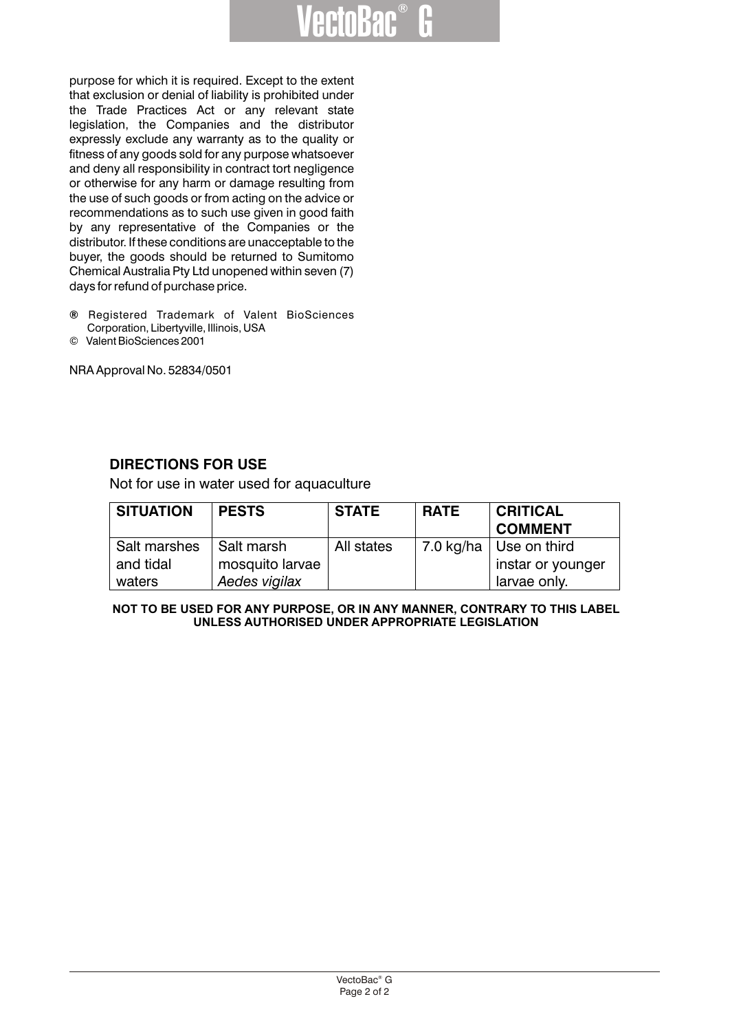purpose for which it is required. Except to the extent that exclusion or denial of liability is prohibited under the Trade Practices Act or any relevant state legislation, the Companies and the distributor expressly exclude any warranty as to the quality or fitness of any goods sold for any purpose whatsoever and deny all responsibility in contract tort negligence or otherwise for any harm or damage resulting from the use of such goods or from acting on the advice or recommendations as to such use given in good faith by any representative of the Companies or the distributor. If these conditions are unacceptable to the buyer, the goods should be returned to Sumitomo Chemical Australia Pty Ltd unopened within seven (7) days for refund of purchase price.

® Registered Trademark of Valent BioSciences Corporation, Libertyville, Illinois, USA
© Valent BioSciences 2001

NRA Approval No. 52834/0501

**DIRECTIONS FOR USE**

Not for use in water used for aquaculture

| SITUATION | PESTS | STATE | RATE | CRITICAL COMMENT |
|---|---|---|---|---|
| Salt marshes and tidal waters | Salt marsh mosquito larvae *Aedes vigilax* | All states | 7.0 kg/ha | Use on third instar or younger larvae only. |

**NOT TO BE USED FOR ANY PURPOSE, OR IN ANY MANNER, CONTRARY TO THIS LABEL UNLESS AUTHORISED UNDER APPROPRIATE LEGISLATION**